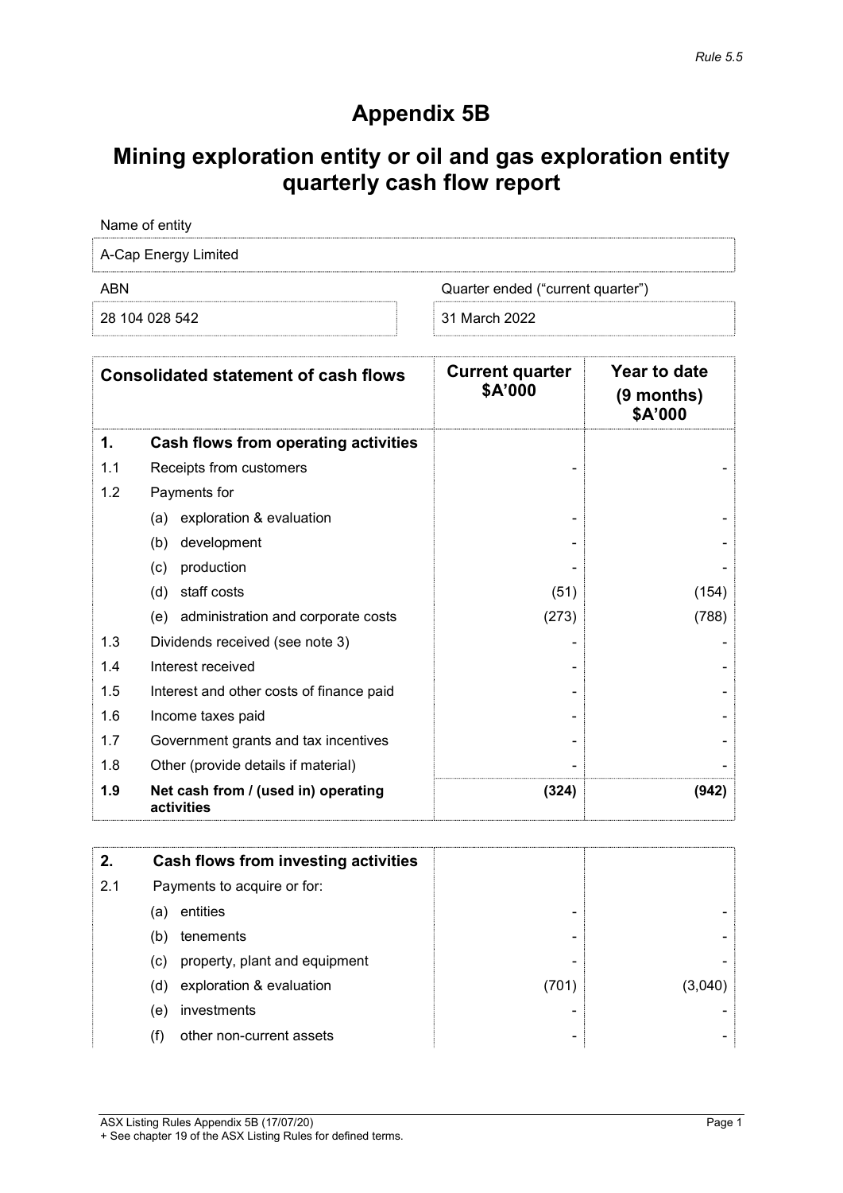# Appendix 5B

# Mining exploration entity or oil and gas exploration entity quarterly cash flow report

Name of entity

A-Cap Energy Limited

| ABN | Quarter ended ("current quarter") |
|---|---|
| 28 104 028 542 | 31 March 2022 |

| | Consolidated statement of cash flows | Current quarter $A'000 | Year to date (9 months) $A'000 |
|---|---|---|---|
| **1.** | **Cash flows from operating activities** | | |
| 1.1 | Receipts from customers | - | - |
| 1.2 | Payments for | | |
| | (a) exploration & evaluation | - | - |
| | (b) development | - | - |
| | (c) production | - | - |
| | (d) staff costs | (51) | (154) |
| | (e) administration and corporate costs | (273) | (788) |
| 1.3 | Dividends received (see note 3) | - | - |
| 1.4 | Interest received | - | - |
| 1.5 | Interest and other costs of finance paid | - | - |
| 1.6 | Income taxes paid | - | - |
| 1.7 | Government grants and tax incentives | - | - |
| 1.8 | Other (provide details if material) | - | - |
| **1.9** | **Net cash from / (used in) operating activities** | **(324)** | **(942)** |

| | | | |
|---|---|---|---|
| **2.** | **Cash flows from investing activities** | | |
| 2.1 | Payments to acquire or for: | | |
| | (a) entities | - | - |
| | (b) tenements | - | - |
| | (c) property, plant and equipment | - | - |
| | (d) exploration & evaluation | (701) | (3,040) |
| | (e) investments | - | - |
| | (f) other non-current assets | - | - |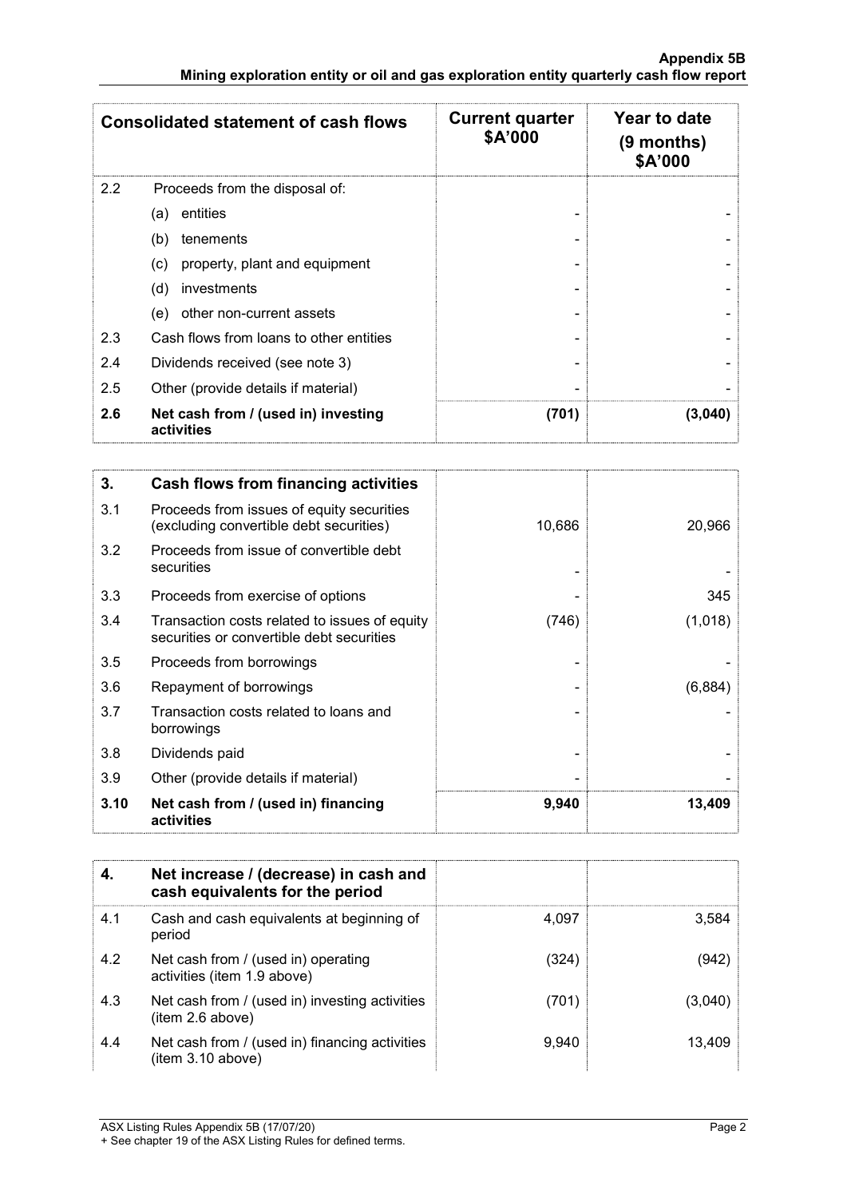| Consolidated statement of cash flows | | Current quarter $A'000 | Year to date (9 months) $A'000 |
|---|---|---|---|
| 2.2 | Proceeds from the disposal of: | | |
| | (a) entities | - | - |
| | (b) tenements | - | - |
| | (c) property, plant and equipment | - | - |
| | (d) investments | - | - |
| | (e) other non-current assets | - | - |
| 2.3 | Cash flows from loans to other entities | - | - |
| 2.4 | Dividends received (see note 3) | - | - |
| 2.5 | Other (provide details if material) | - | - |
| **2.6** | **Net cash from / (used in) investing activities** | **(701)** | **(3,040)** |

| | | | |
|---|---|---|---|
| **3.** | **Cash flows from financing activities** | | |
| 3.1 | Proceeds from issues of equity securities (excluding convertible debt securities) | 10,686 | 20,966 |
| 3.2 | Proceeds from issue of convertible debt securities | - | - |
| 3.3 | Proceeds from exercise of options | - | 345 |
| 3.4 | Transaction costs related to issues of equity securities or convertible debt securities | (746) | (1,018) |
| 3.5 | Proceeds from borrowings | - | - |
| 3.6 | Repayment of borrowings | - | (6,884) |
| 3.7 | Transaction costs related to loans and borrowings | - | - |
| 3.8 | Dividends paid | - | - |
| 3.9 | Other (provide details if material) | - | - |
| **3.10** | **Net cash from / (used in) financing activities** | **9,940** | **13,409** |

| | | | |
|---|---|---|---|
| **4.** | **Net increase / (decrease) in cash and cash equivalents for the period** | | |
| 4.1 | Cash and cash equivalents at beginning of period | 4,097 | 3,584 |
| 4.2 | Net cash from / (used in) operating activities (item 1.9 above) | (324) | (942) |
| 4.3 | Net cash from / (used in) investing activities (item 2.6 above) | (701) | (3,040) |
| 4.4 | Net cash from / (used in) financing activities (item 3.10 above) | 9,940 | 13,409 |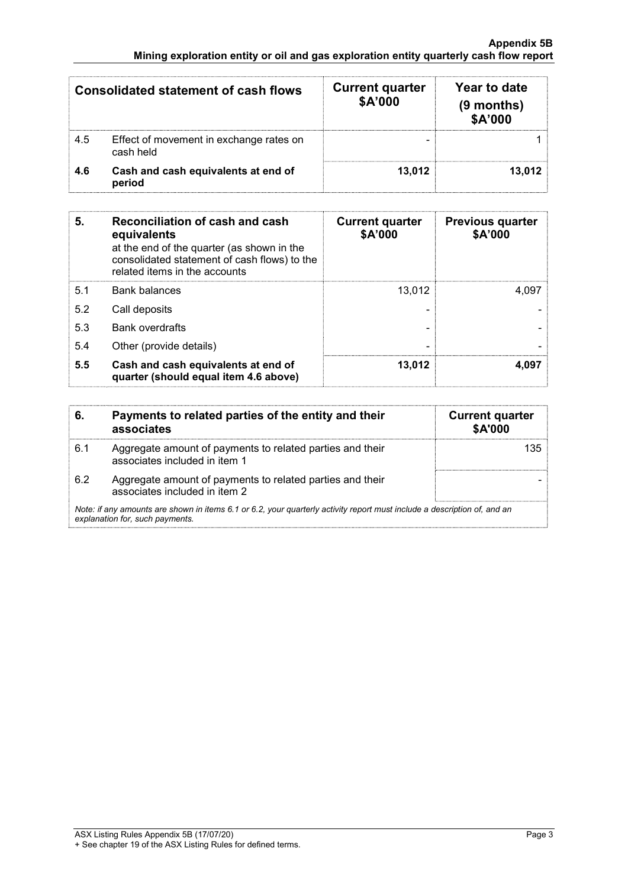| Consolidated statement of cash flows | | Current quarter $A'000 | Year to date (9 months) $A'000 |
|---|---|---|---|
| 4.5 | Effect of movement in exchange rates on cash held | - | 1 |
| **4.6** | **Cash and cash equivalents at end of period** | **13,012** | **13,012** |

| **5.** | **Reconciliation of cash and cash equivalents** at the end of the quarter (as shown in the consolidated statement of cash flows) to the related items in the accounts | **Current quarter $A'000** | **Previous quarter $A'000** |
|---|---|---|---|
| 5.1 | Bank balances | 13,012 | 4,097 |
| 5.2 | Call deposits | - | - |
| 5.3 | Bank overdrafts | - | - |
| 5.4 | Other (provide details) | - | - |
| **5.5** | **Cash and cash equivalents at end of quarter (should equal item 4.6 above)** | **13,012** | **4,097** |

| **6.** | **Payments to related parties of the entity and their associates** | **Current quarter $A'000** |
|---|---|---|
| 6.1 | Aggregate amount of payments to related parties and their associates included in item 1 | 135 |
| 6.2 | Aggregate amount of payments to related parties and their associates included in item 2 | - |

*Note: if any amounts are shown in items 6.1 or 6.2, your quarterly activity report must include a description of, and an explanation for, such payments.*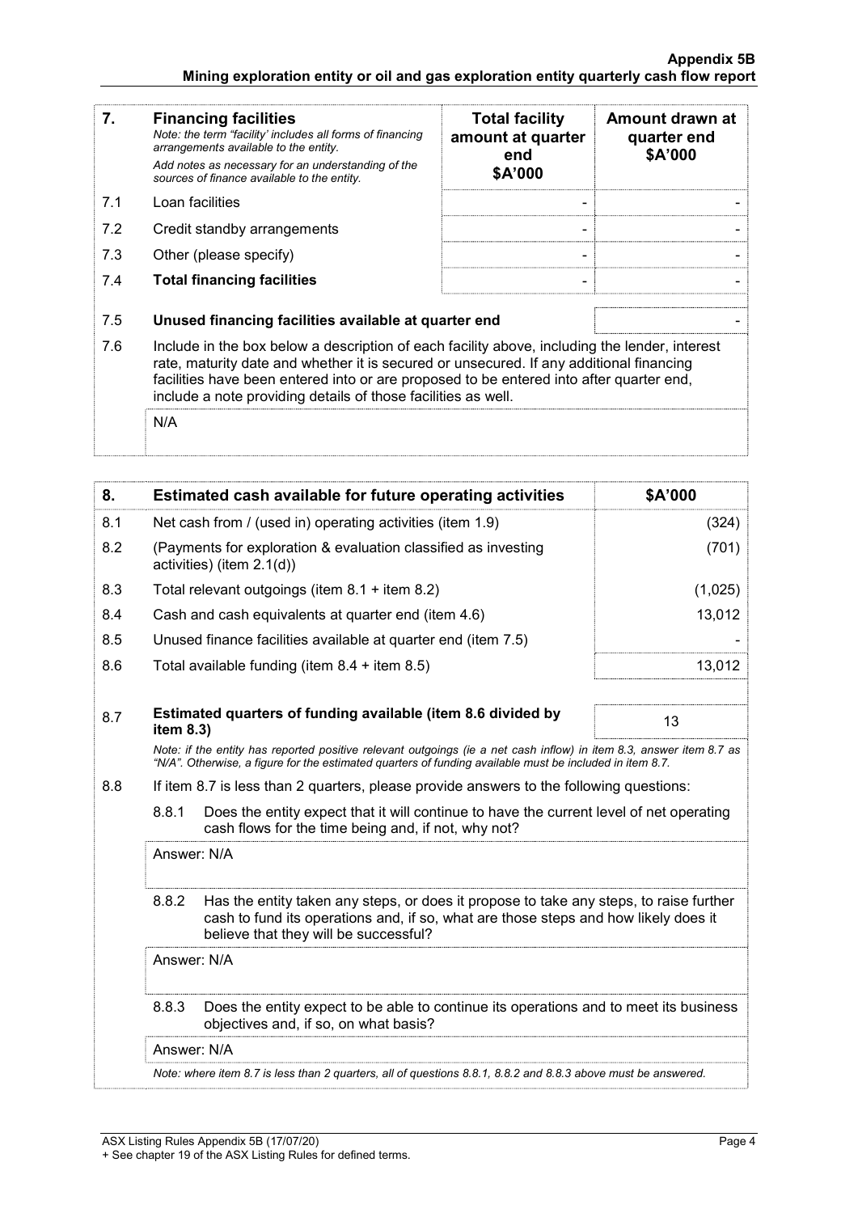| 7. | **Financing facilities**<br>*Note: the term "facility' includes all forms of financing arrangements available to the entity.*<br>*Add notes as necessary for an understanding of the sources of finance available to the entity.* | **Total facility amount at quarter end**<br>**$A'000** | **Amount drawn at quarter end**<br>**$A'000** |
|---|---|---|---|
| 7.1 | Loan facilities | - | - |
| 7.2 | Credit standby arrangements | - | - |
| 7.3 | Other (please specify) | - | - |
| 7.4 | **Total financing facilities** | - | - |
| 7.5 | **Unused financing facilities available at quarter end** | | - |
| 7.6 | Include in the box below a description of each facility above, including the lender, interest rate, maturity date and whether it is secured or unsecured. If any additional financing facilities have been entered into or are proposed to be entered into after quarter end, include a note providing details of those facilities as well. | | |
| | N/A | | |

| 8. | **Estimated cash available for future operating activities** | **$A'000** |
|---|---|---|
| 8.1 | Net cash from / (used in) operating activities (item 1.9) | (324) |
| 8.2 | (Payments for exploration & evaluation classified as investing activities) (item 2.1(d)) | (701) |
| 8.3 | Total relevant outgoings (item 8.1 + item 8.2) | (1,025) |
| 8.4 | Cash and cash equivalents at quarter end (item 4.6) | 13,012 |
| 8.5 | Unused finance facilities available at quarter end (item 7.5) | - |
| 8.6 | Total available funding (item 8.4 + item 8.5) | 13,012 |
| 8.7 | **Estimated quarters of funding available (item 8.6 divided by item 8.3)** | 13 |

*Note: if the entity has reported positive relevant outgoings (ie a net cash inflow) in item 8.3, answer item 8.7 as "N/A". Otherwise, a figure for the estimated quarters of funding available must be included in item 8.7.*

8.8 If item 8.7 is less than 2 quarters, please provide answers to the following questions:

8.8.1 Does the entity expect that it will continue to have the current level of net operating cash flows for the time being and, if not, why not?

Answer: N/A

8.8.2 Has the entity taken any steps, or does it propose to take any steps, to raise further cash to fund its operations and, if so, what are those steps and how likely does it believe that they will be successful?

Answer: N/A

8.8.3 Does the entity expect to be able to continue its operations and to meet its business objectives and, if so, on what basis?

Answer: N/A

*Note: where item 8.7 is less than 2 quarters, all of questions 8.8.1, 8.8.2 and 8.8.3 above must be answered.*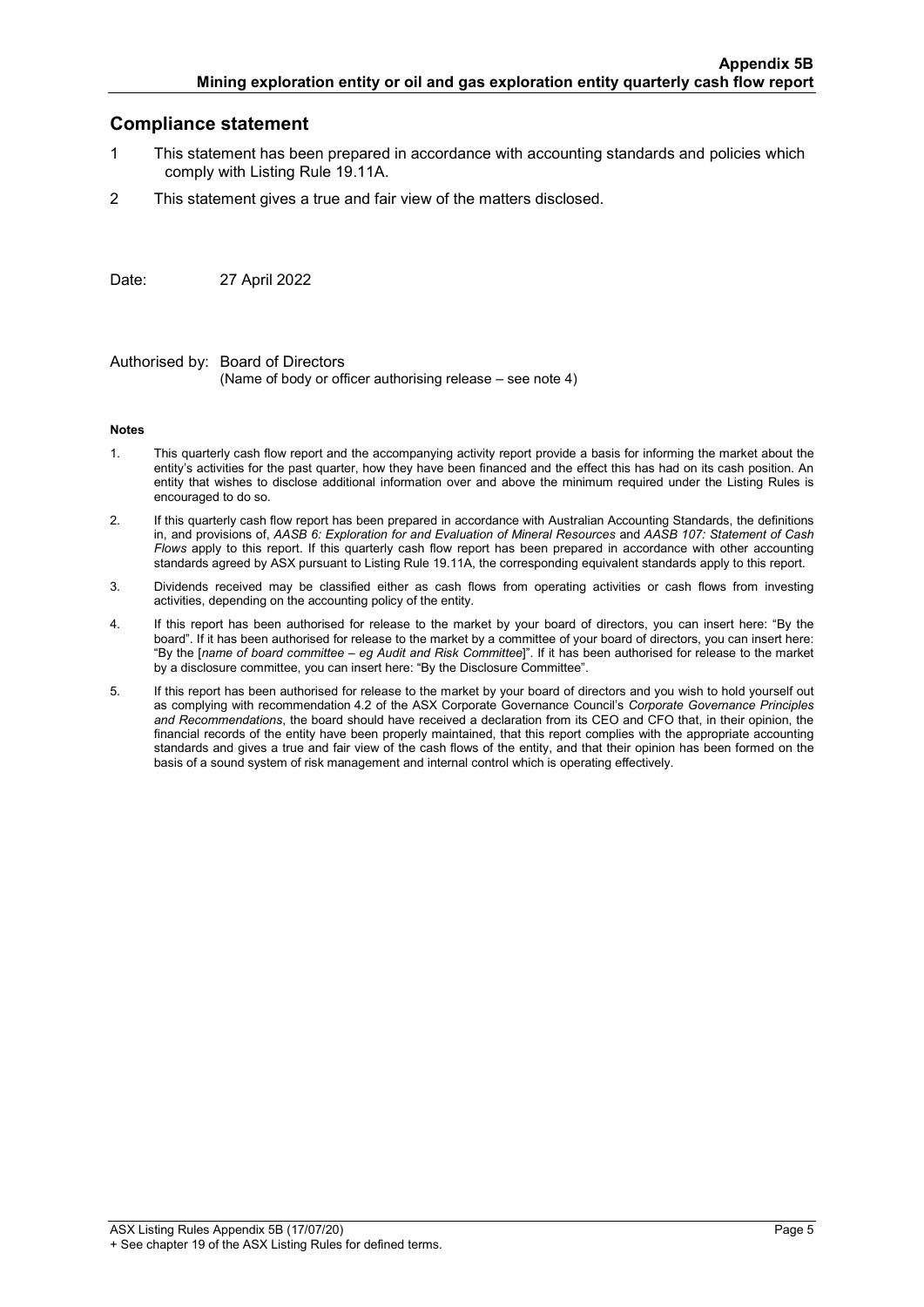## Compliance statement

1. This statement has been prepared in accordance with accounting standards and policies which comply with Listing Rule 19.11A.
2. This statement gives a true and fair view of the matters disclosed.

Date: 27 April 2022

Authorised by: Board of Directors
(Name of body or officer authorising release – see note 4)

**Notes**

1. This quarterly cash flow report and the accompanying activity report provide a basis for informing the market about the entity's activities for the past quarter, how they have been financed and the effect this has had on its cash position. An entity that wishes to disclose additional information over and above the minimum required under the Listing Rules is encouraged to do so.
2. If this quarterly cash flow report has been prepared in accordance with Australian Accounting Standards, the definitions in, and provisions of, *AASB 6: Exploration for and Evaluation of Mineral Resources* and *AASB 107: Statement of Cash Flows* apply to this report. If this quarterly cash flow report has been prepared in accordance with other accounting standards agreed by ASX pursuant to Listing Rule 19.11A, the corresponding equivalent standards apply to this report.
3. Dividends received may be classified either as cash flows from operating activities or cash flows from investing activities, depending on the accounting policy of the entity.
4. If this report has been authorised for release to the market by your board of directors, you can insert here: "By the board". If it has been authorised for release to the market by a committee of your board of directors, you can insert here: "By the [*name of board committee – eg Audit and Risk Committee*]". If it has been authorised for release to the market by a disclosure committee, you can insert here: "By the Disclosure Committee".
5. If this report has been authorised for release to the market by your board of directors and you wish to hold yourself out as complying with recommendation 4.2 of the ASX Corporate Governance Council's *Corporate Governance Principles and Recommendations*, the board should have received a declaration from its CEO and CFO that, in their opinion, the financial records of the entity have been properly maintained, that this report complies with the appropriate accounting standards and gives a true and fair view of the cash flows of the entity, and that their opinion has been formed on the basis of a sound system of risk management and internal control which is operating effectively.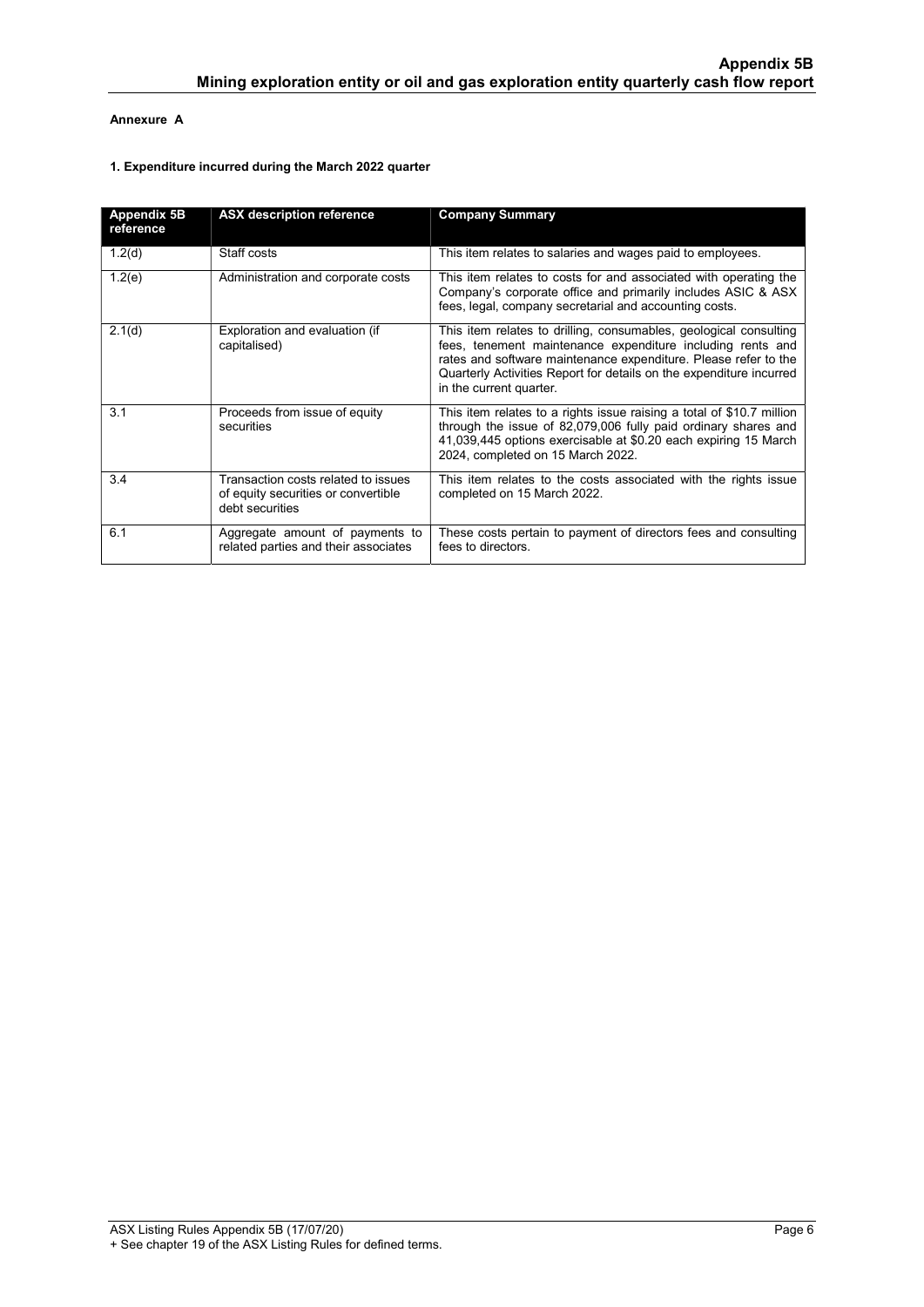**Annexure A**

**1. Expenditure incurred during the March 2022 quarter**

| Appendix 5B reference | ASX description reference | Company Summary |
|---|---|---|
| 1.2(d) | Staff costs | This item relates to salaries and wages paid to employees. |
| 1.2(e) | Administration and corporate costs | This item relates to costs for and associated with operating the Company's corporate office and primarily includes ASIC & ASX fees, legal, company secretarial and accounting costs. |
| 2.1(d) | Exploration and evaluation (if capitalised) | This item relates to drilling, consumables, geological consulting fees, tenement maintenance expenditure including rents and rates and software maintenance expenditure. Please refer to the Quarterly Activities Report for details on the expenditure incurred in the current quarter. |
| 3.1 | Proceeds from issue of equity securities | This item relates to a rights issue raising a total of $10.7 million through the issue of 82,079,006 fully paid ordinary shares and 41,039,445 options exercisable at $0.20 each expiring 15 March 2024, completed on 15 March 2022. |
| 3.4 | Transaction costs related to issues of equity securities or convertible debt securities | This item relates to the costs associated with the rights issue completed on 15 March 2022. |
| 6.1 | Aggregate amount of payments to related parties and their associates | These costs pertain to payment of directors fees and consulting fees to directors. |